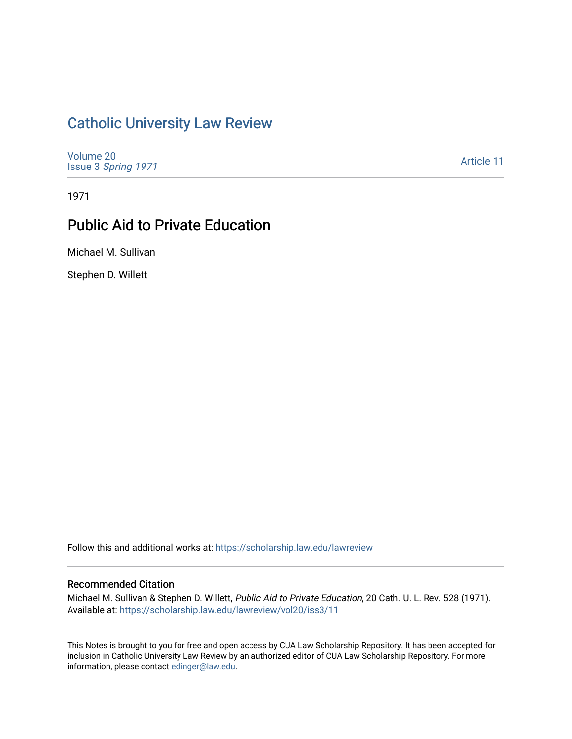# Catholic University Law Review

Volume 20
Issue 3 *Spring 1971*

Article 11

1971

## Public Aid to Private Education

Michael M. Sullivan

Stephen D. Willett

Follow this and additional works at: https://scholarship.law.edu/lawreview

### Recommended Citation

Michael M. Sullivan & Stephen D. Willett, *Public Aid to Private Education*, 20 Cath. U. L. Rev. 528 (1971).
Available at: https://scholarship.law.edu/lawreview/vol20/iss3/11

This Notes is brought to you for free and open access by CUA Law Scholarship Repository. It has been accepted for inclusion in Catholic University Law Review by an authorized editor of CUA Law Scholarship Repository. For more information, please contact edinger@law.edu.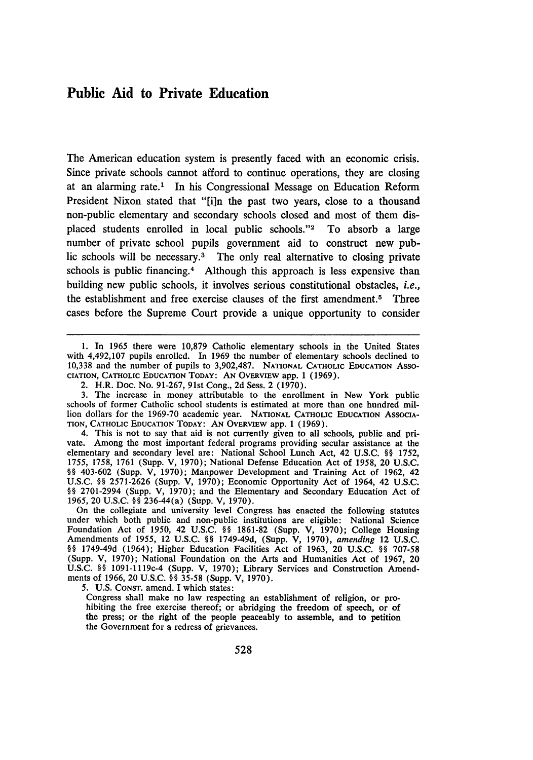# Public Aid to Private Education

The American education system is presently faced with an economic crisis. Since private schools cannot afford to continue operations, they are closing at an alarming rate.[1] In his Congressional Message on Education Reform President Nixon stated that "[i]n the past two years, close to a thousand non-public elementary and secondary schools closed and most of them displaced students enrolled in local public schools."[2] To absorb a large number of private school pupils government aid to construct new public schools will be necessary.[3] The only real alternative to closing private schools is public financing.[4] Although this approach is less expensive than building new public schools, it involves serious constitutional obstacles, *i.e.,* the establishment and free exercise clauses of the first amendment.[5] Three cases before the Supreme Court provide a unique opportunity to consider

---

1. In 1965 there were 10,879 Catholic elementary schools in the United States with 4,492,107 pupils enrolled. In 1969 the number of elementary schools declined to 10,338 and the number of pupils to 3,902,487. NATIONAL CATHOLIC EDUCATION ASSOCIATION, CATHOLIC EDUCATION TODAY: AN OVERVIEW app. 1 (1969).

2. H.R. Doc. No. 91-267, 91st Cong., 2d Sess. 2 (1970).

3. The increase in money attributable to the enrollment in New York public schools of former Catholic school students is estimated at more than one hundred million dollars for the 1969-70 academic year. NATIONAL CATHOLIC EDUCATION ASSOCIATION, CATHOLIC EDUCATION TODAY: AN OVERVIEW app. 1 (1969).

4. This is not to say that aid is not currently given to all schools, public and private. Among the most important federal programs providing secular assistance at the elementary and secondary level are: National School Lunch Act, 42 U.S.C. §§ 1752, 1755, 1758, 1761 (Supp. V, 1970); National Defense Education Act of 1958, 20 U.S.C. §§ 403-602 (Supp. V, 1970); Manpower Development and Training Act of 1962, 42 U.S.C. §§ 2571-2626 (Supp. V, 1970); Economic Opportunity Act of 1964, 42 U.S.C. §§ 2701-2994 (Supp. V, 1970); and the Elementary and Secondary Education Act of 1965, 20 U.S.C. §§ 236-44(a) (Supp. V, 1970).

On the collegiate and university level Congress has enacted the following statutes under which both public and non-public institutions are eligible: National Science Foundation Act of 1950, 42 U.S.C. §§ 1861-82 (Supp. V, 1970); College Housing Amendments of 1955, 12 U.S.C. §§ 1749-49d, (Supp. V, 1970), *amending* 12 U.S.C. §§ 1749-49d (1964); Higher Education Facilities Act of 1963, 20 U.S.C. §§ 707-58 (Supp. V, 1970); National Foundation on the Arts and Humanities Act of 1967, 20 U.S.C. §§ 1091-1119c-4 (Supp. V, 1970); Library Services and Construction Amendments of 1966, 20 U.S.C. §§ 35-58 (Supp. V, 1970).

5. U.S. CONST. amend. I which states:

> Congress shall make no law respecting an establishment of religion, or prohibiting the free exercise thereof; or abridging the freedom of speech, or of the press; or the right of the people peaceably to assemble, and to petition the Government for a redress of grievances.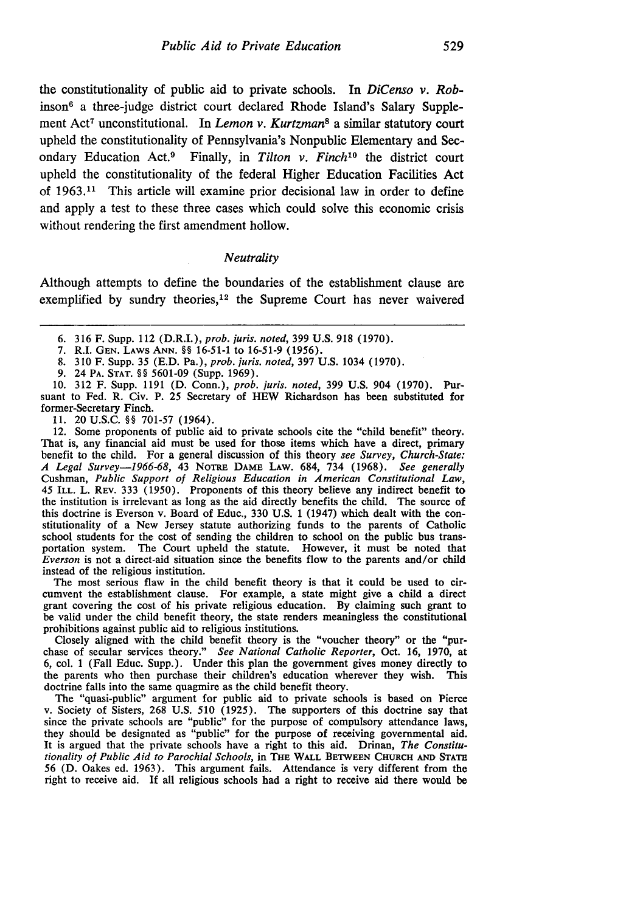the constitutionality of public aid to private schools. In *DiCenso v. Robinson*[6] a three-judge district court declared Rhode Island's Salary Supplement Act[7] unconstitutional. In *Lemon v. Kurtzman*[8] a similar statutory court upheld the constitutionality of Pennsylvania's Nonpublic Elementary and Secondary Education Act.[9] Finally, in *Tilton v. Finch*[10] the district court upheld the constitutionality of the federal Higher Education Facilities Act of 1963.[11] This article will examine prior decisional law in order to define and apply a test to these three cases which could solve this economic crisis without rendering the first amendment hollow.

### *Neutrality*

Although attempts to define the boundaries of the establishment clause are exemplified by sundry theories,[12] the Supreme Court has never waivered

---

6. 316 F. Supp. 112 (D.R.I.), *prob. juris. noted*, 399 U.S. 918 (1970).

7. R.I. GEN. LAWS ANN. §§ 16-51-1 to 16-51-9 (1956).

8. 310 F. Supp. 35 (E.D. Pa.), *prob. juris. noted*, 397 U.S. 1034 (1970).

9. 24 PA. STAT. §§ 5601-09 (Supp. 1969).

10. 312 F. Supp. 1191 (D. Conn.), *prob. juris. noted*, 399 U.S. 904 (1970). Pursuant to Fed. R. Civ. P. 25 Secretary of HEW Richardson has been substituted for former-Secretary Finch.

11. 20 U.S.C. §§ 701-57 (1964).

12. Some proponents of public aid to private schools cite the "child benefit" theory. That is, any financial aid must be used for those items which have a direct, primary benefit to the child. For a general discussion of this theory *see Survey, Church-State: A Legal Survey—1966-68*, 43 NOTRE DAME LAW. 684, 734 (1968). *See generally* Cushman, *Public Support of Religious Education in American Constitutional Law*, 45 ILL. L. REV. 333 (1950). Proponents of this theory believe any indirect benefit to the institution is irrelevant as long as the aid directly benefits the child. The source of this doctrine is Everson v. Board of Educ., 330 U.S. 1 (1947) which dealt with the constitutionality of a New Jersey statute authorizing funds to the parents of Catholic school students for the cost of sending the children to school on the public bus transportation system. The Court upheld the statute. However, it must be noted that *Everson* is not a direct-aid situation since the benefits flow to the parents and/or child instead of the religious institution.

The most serious flaw in the child benefit theory is that it could be used to circumvent the establishment clause. For example, a state might give a child a direct grant covering the cost of his private religious education. By claiming such grant to be valid under the child benefit theory, the state renders meaningless the constitutional prohibitions against public aid to religious institutions.

Closely aligned with the child benefit theory is the "voucher theory" or the "purchase of secular services theory." *See National Catholic Reporter*, Oct. 16, 1970, at 6, col. 1 (Fall Educ. Supp.). Under this plan the government gives money directly to the parents who then purchase their children's education wherever they wish. This doctrine falls into the same quagmire as the child benefit theory.

The "quasi-public" argument for public aid to private schools is based on Pierce v. Society of Sisters, 268 U.S. 510 (1925). The supporters of this doctrine say that since the private schools are "public" for the purpose of compulsory attendance laws, they should be designated as "public" for the purpose of receiving governmental aid. It is argued that the private schools have a right to this aid. Drinan, *The Constitutionality of Public Aid to Parochial Schools*, in THE WALL BETWEEN CHURCH AND STATE 56 (D. Oakes ed. 1963). This argument fails. Attendance is very different from the right to receive aid. If all religious schools had a right to receive aid there would be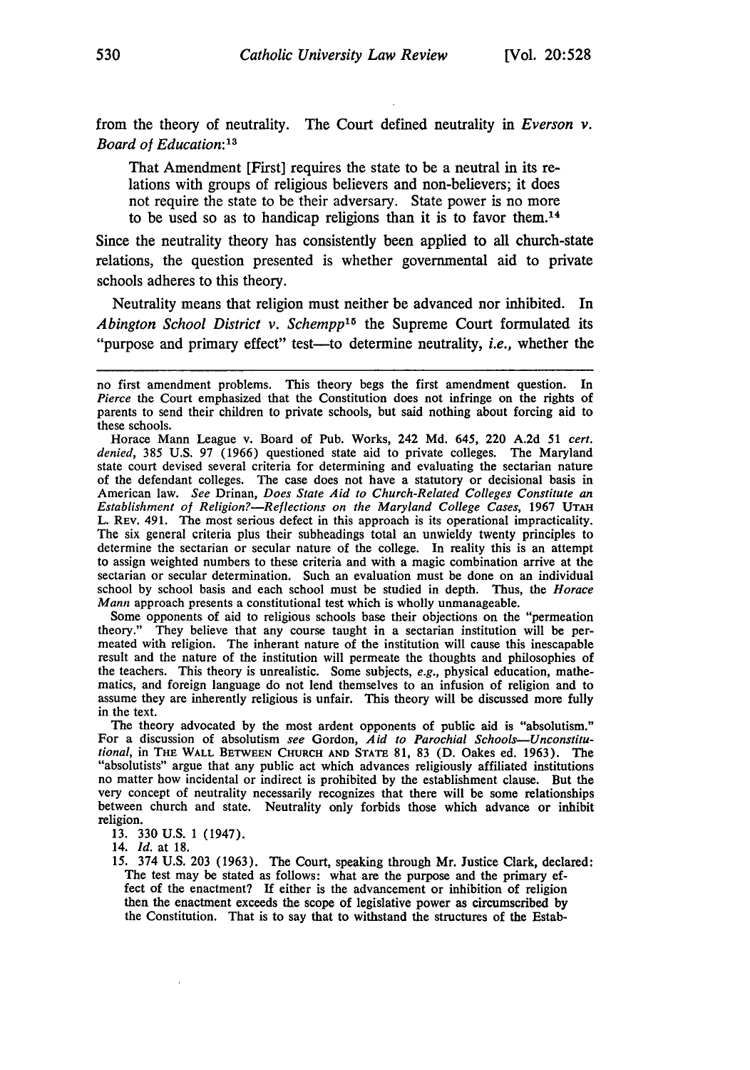from the theory of neutrality. The Court defined neutrality in *Everson v. Board of Education*:[13]

> That Amendment [First] requires the state to be a neutral in its relations with groups of religious believers and non-believers; it does not require the state to be their adversary. State power is no more to be used so as to handicap religions than it is to favor them.[14]

Since the neutrality theory has consistently been applied to all church-state relations, the question presented is whether governmental aid to private schools adheres to this theory.

Neutrality means that religion must neither be advanced nor inhibited. In *Abington School District v. Schempp*[15] the Supreme Court formulated its "purpose and primary effect" test—to determine neutrality, *i.e.*, whether the

---

no first amendment problems. This theory begs the first amendment question. In *Pierce* the Court emphasized that the Constitution does not infringe on the rights of parents to send their children to private schools, but said nothing about forcing aid to these schools.

Horace Mann League v. Board of Pub. Works, 242 Md. 645, 220 A.2d 51 *cert. denied*, 385 U.S. 97 (1966) questioned state aid to private colleges. The Maryland state court devised several criteria for determining and evaluating the sectarian nature of the defendant colleges. The case does not have a statutory or decisional basis in American law. *See* Drinan, *Does State Aid to Church-Related Colleges Constitute an Establishment of Religion?—Reflections on the Maryland College Cases*, 1967 UTAH L. REV. 491. The most serious defect in this approach is its operational impracticality. The six general criteria plus their subheadings total an unwieldy twenty principles to determine the sectarian or secular nature of the college. In reality this is an attempt to assign weighted numbers to these criteria and with a magic combination arrive at the sectarian or secular determination. Such an evaluation must be done on an individual school by school basis and each school must be studied in depth. Thus, the *Horace Mann* approach presents a constitutional test which is wholly unmanageable.

Some opponents of aid to religious schools base their objections on the "permeation theory." They believe that any course taught in a sectarian institution will be permeated with religion. The inherant nature of the institution will cause this inescapable result and the nature of the institution will permeate the thoughts and philosophies of the teachers. This theory is unrealistic. Some subjects, *e.g.*, physical education, mathematics, and foreign language do not lend themselves to an infusion of religion and to assume they are inherently religious is unfair. This theory will be discussed more fully in the text.

The theory advocated by the most ardent opponents of public aid is "absolutism." For a discussion of absolutism *see* Gordon, *Aid to Parochial Schools—Unconstitutional*, in THE WALL BETWEEN CHURCH AND STATE 81, 83 (D. Oakes ed. 1963). The "absolutists" argue that any public act which advances religiously affiliated institutions no matter how incidental or indirect is prohibited by the establishment clause. But the very concept of neutrality necessarily recognizes that there will be some relationships between church and state. Neutrality only forbids those which advance or inhibit religion.

13. 330 U.S. 1 (1947).

14. *Id.* at 18.

15. 374 U.S. 203 (1963). The Court, speaking through Mr. Justice Clark, declared:

> The test may be stated as follows: what are the purpose and the primary effect of the enactment? If either is the advancement or inhibition of religion then the enactment exceeds the scope of legislative power as circumscribed by the Constitution. That is to say that to withstand the structures of the Estab-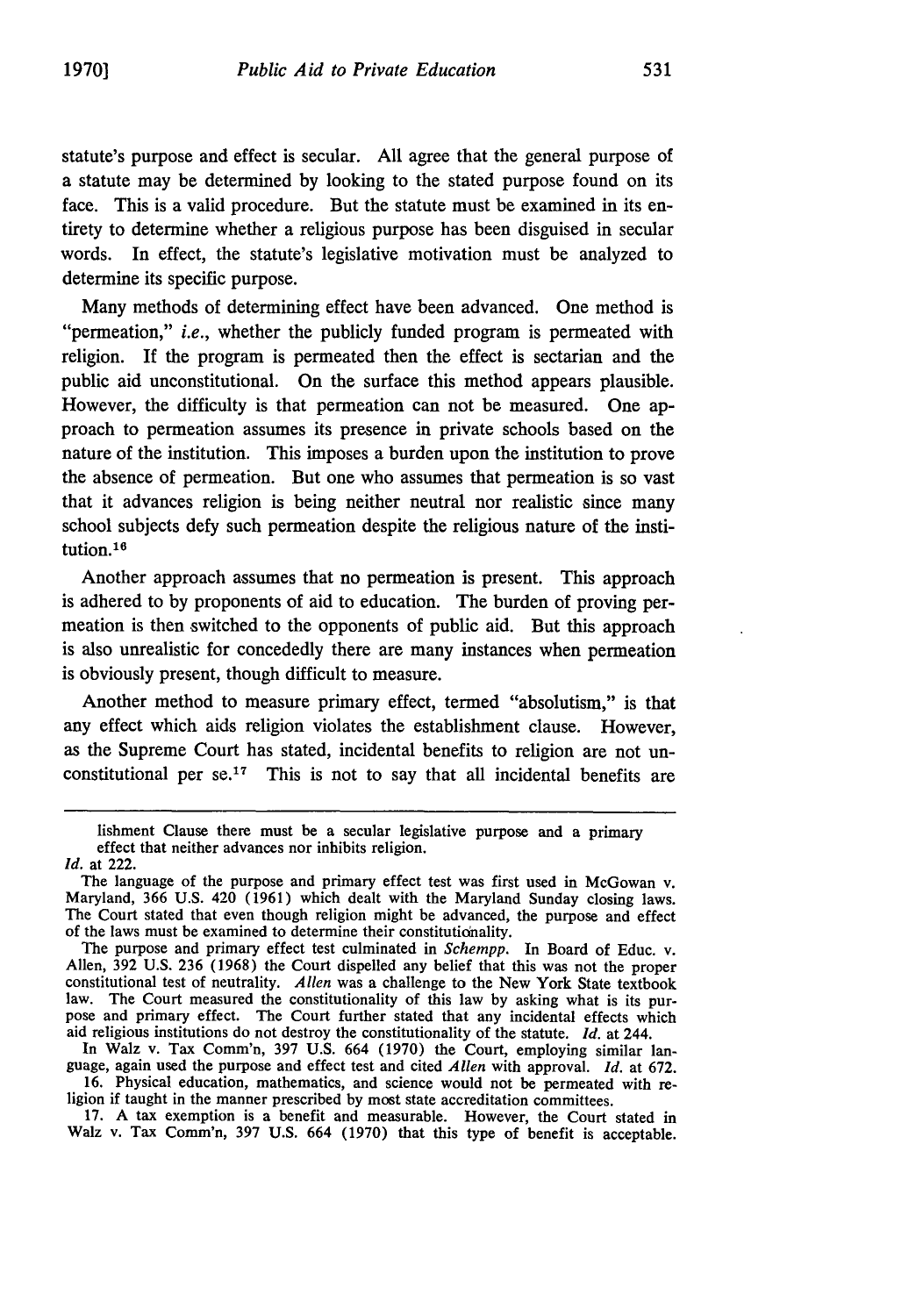statute's purpose and effect is secular. All agree that the general purpose of a statute may be determined by looking to the stated purpose found on its face. This is a valid procedure. But the statute must be examined in its entirety to determine whether a religious purpose has been disguised in secular words. In effect, the statute's legislative motivation must be analyzed to determine its specific purpose.

Many methods of determining effect have been advanced. One method is "permeation," *i.e.*, whether the publicly funded program is permeated with religion. If the program is permeated then the effect is sectarian and the public aid unconstitutional. On the surface this method appears plausible. However, the difficulty is that permeation can not be measured. One approach to permeation assumes its presence in private schools based on the nature of the institution. This imposes a burden upon the institution to prove the absence of permeation. But one who assumes that permeation is so vast that it advances religion is being neither neutral nor realistic since many school subjects defy such permeation despite the religious nature of the institution.[16]

Another approach assumes that no permeation is present. This approach is adhered to by proponents of aid to education. The burden of proving permeation is then switched to the opponents of public aid. But this approach is also unrealistic for concededly there are many instances when permeation is obviously present, though difficult to measure.

Another method to measure primary effect, termed "absolutism," is that any effect which aids religion violates the establishment clause. However, as the Supreme Court has stated, incidental benefits to religion are not unconstitutional per se.[17] This is not to say that all incidental benefits are

---

lishment Clause there must be a secular legislative purpose and a primary effect that neither advances nor inhibits religion.

*Id.* at 222.

The language of the purpose and primary effect test was first used in McGowan v. Maryland, 366 U.S. 420 (1961) which dealt with the Maryland Sunday closing laws. The Court stated that even though religion might be advanced, the purpose and effect of the laws must be examined to determine their constitutionality.

The purpose and primary effect test culminated in *Schempp*. In Board of Educ. v. Allen, 392 U.S. 236 (1968) the Court dispelled any belief that this was not the proper constitutional test of neutrality. *Allen* was a challenge to the New York State textbook law. The Court measured the constitutionality of this law by asking what is its purpose and primary effect. The Court further stated that any incidental effects which aid religious institutions do not destroy the constitutionality of the statute. *Id.* at 244.

In Walz v. Tax Comm'n, 397 U.S. 664 (1970) the Court, employing similar language, again used the purpose and effect test and cited *Allen* with approval. *Id.* at 672.

16. Physical education, mathematics, and science would not be permeated with religion if taught in the manner prescribed by most state accreditation committees.

17. A tax exemption is a benefit and measurable. However, the Court stated in Walz v. Tax Comm'n, 397 U.S. 664 (1970) that this type of benefit is acceptable.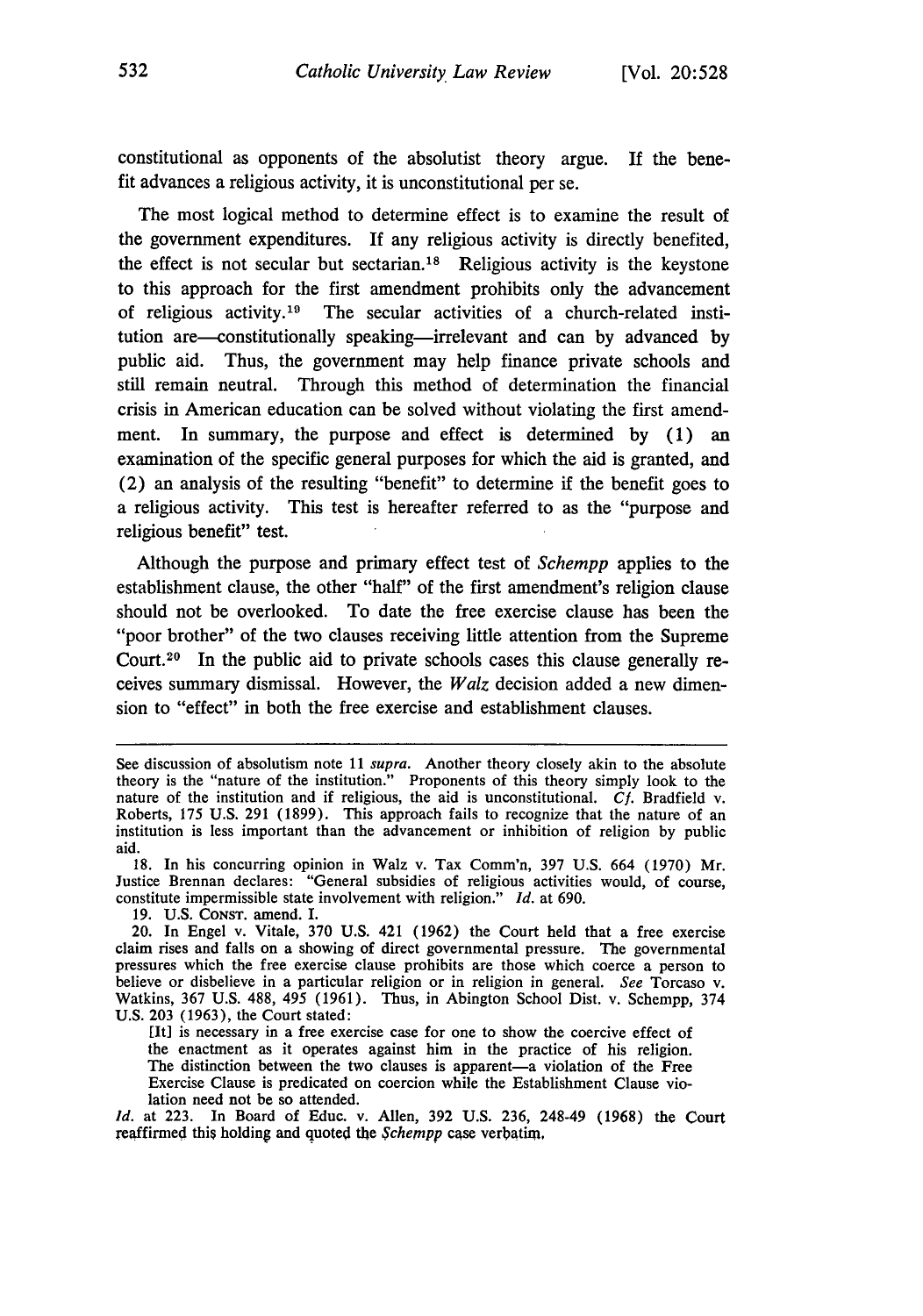constitutional as opponents of the absolutist theory argue. If the benefit advances a religious activity, it is unconstitutional per se.

The most logical method to determine effect is to examine the result of the government expenditures. If any religious activity is directly benefited, the effect is not secular but sectarian.[18] Religious activity is the keystone to this approach for the first amendment prohibits only the advancement of religious activity.[19] The secular activities of a church-related institution are—constitutionally speaking—irrelevant and can by advanced by public aid. Thus, the government may help finance private schools and still remain neutral. Through this method of determination the financial crisis in American education can be solved without violating the first amendment. In summary, the purpose and effect is determined by (1) an examination of the specific general purposes for which the aid is granted, and (2) an analysis of the resulting "benefit" to determine if the benefit goes to a religious activity. This test is hereafter referred to as the "purpose and religious benefit" test.

Although the purpose and primary effect test of *Schempp* applies to the establishment clause, the other "half" of the first amendment's religion clause should not be overlooked. To date the free exercise clause has been the "poor brother" of the two clauses receiving little attention from the Supreme Court.[20] In the public aid to private schools cases this clause generally receives summary dismissal. However, the *Walz* decision added a new dimension to "effect" in both the free exercise and establishment clauses.

---

See discussion of absolutism note 11 *supra*. Another theory closely akin to the absolute theory is the "nature of the institution." Proponents of this theory simply look to the nature of the institution and if religious, the aid is unconstitutional. *Cf.* Bradfield v. Roberts, 175 U.S. 291 (1899). This approach fails to recognize that the nature of an institution is less important than the advancement or inhibition of religion by public aid.

18. In his concurring opinion in Walz v. Tax Comm'n, 397 U.S. 664 (1970) Mr. Justice Brennan declares: "General subsidies of religious activities would, of course, constitute impermissible state involvement with religion." *Id.* at 690.

19. U.S. CONST. amend. I.

20. In Engel v. Vitale, 370 U.S. 421 (1962) the Court held that a free exercise claim rises and falls on a showing of direct governmental pressure. The governmental pressures which the free exercise clause prohibits are those which coerce a person to believe or disbelieve in a particular religion or in religion in general. *See* Torcaso v. Watkins, 367 U.S. 488, 495 (1961). Thus, in Abington School Dist. v. Schempp, 374 U.S. 203 (1963), the Court stated:

> [It] is necessary in a free exercise case for one to show the coercive effect of the enactment as it operates against him in the practice of his religion. The distinction between the two clauses is apparent—a violation of the Free Exercise Clause is predicated on coercion while the Establishment Clause violation need not be so attended.

*Id.* at 223. In Board of Educ. v. Allen, 392 U.S. 236, 248-49 (1968) the Court reaffirmed this holding and quoted the *Schempp* case verbatim.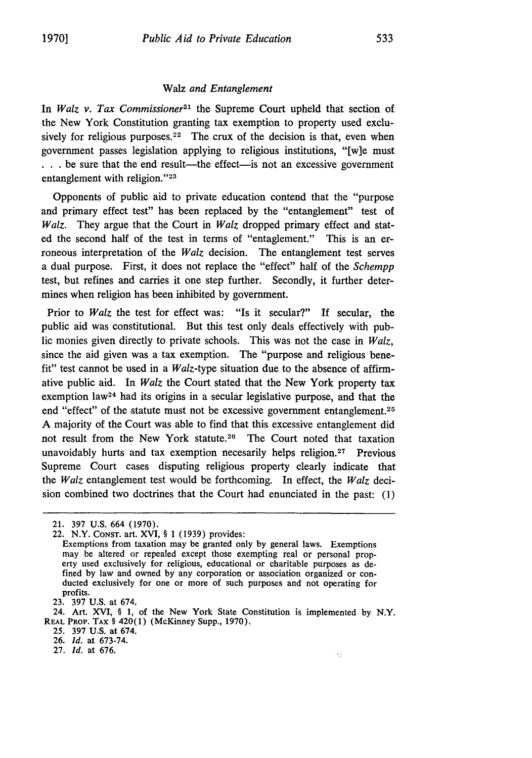### *Walz and Entanglement*

In *Walz v. Tax Commissioner*[21] the Supreme Court upheld that section of the New York Constitution granting tax exemption to property used exclusively for religious purposes.[22] The crux of the decision is that, even when government passes legislation applying to religious institutions, "[w]e must . . . be sure that the end result—the effect—is not an excessive government entanglement with religion."[23]

Opponents of public aid to private education contend that the "purpose and primary effect test" has been replaced by the "entanglement" test of *Walz*. They argue that the Court in *Walz* dropped primary effect and stated the second half of the test in terms of "entaglement." This is an erroneous interpretation of the *Walz* decision. The entanglement test serves a dual purpose. First, it does not replace the "effect" half of the *Schempp* test, but refines and carries it one step further. Secondly, it further determines when religion has been inhibited by government.

Prior to *Walz* the test for effect was: "Is it secular?" If secular, the public aid was constitutional. But this test only deals effectively with public monies given directly to private schools. This was not the case in *Walz*, since the aid given was a tax exemption. The "purpose and religious benefit" test cannot be used in a *Walz*-type situation due to the absence of affirmative public aid. In *Walz* the Court stated that the New York property tax exemption law[24] had its origins in a secular legislative purpose, and that the end "effect" of the statute must not be excessive government entanglement.[25] A majority of the Court was able to find that this excessive entanglement did not result from the New York statute.[26] The Court noted that taxation unavoidably hurts and tax exemption necesarily helps religion.[27] Previous Supreme Court cases disputing religious property clearly indicate that the *Walz* entanglement test would be forthcoming. In effect, the *Walz* decision combined two doctrines that the Court had enunciated in the past: (1)

---

21. 397 U.S. 664 (1970).

22. N.Y. CONST. art. XVI, § 1 (1939) provides:

Exemptions from taxation may be granted only by general laws. Exemptions may be altered or repealed except those exempting real or personal property used exclusively for religious, educational or charitable purposes as defined by law and owned by any corporation or association organized or conducted exclusively for one or more of such purposes and not operating for profits.

23. 397 U.S. at 674.

24. Art. XVI, § 1, of the New York State Constitution is implemented by N.Y. REAL PROP. TAX § 420(1) (McKinney Supp., 1970).

25. 397 U.S. at 674.

26. *Id.* at 673-74.

27. *Id.* at 676.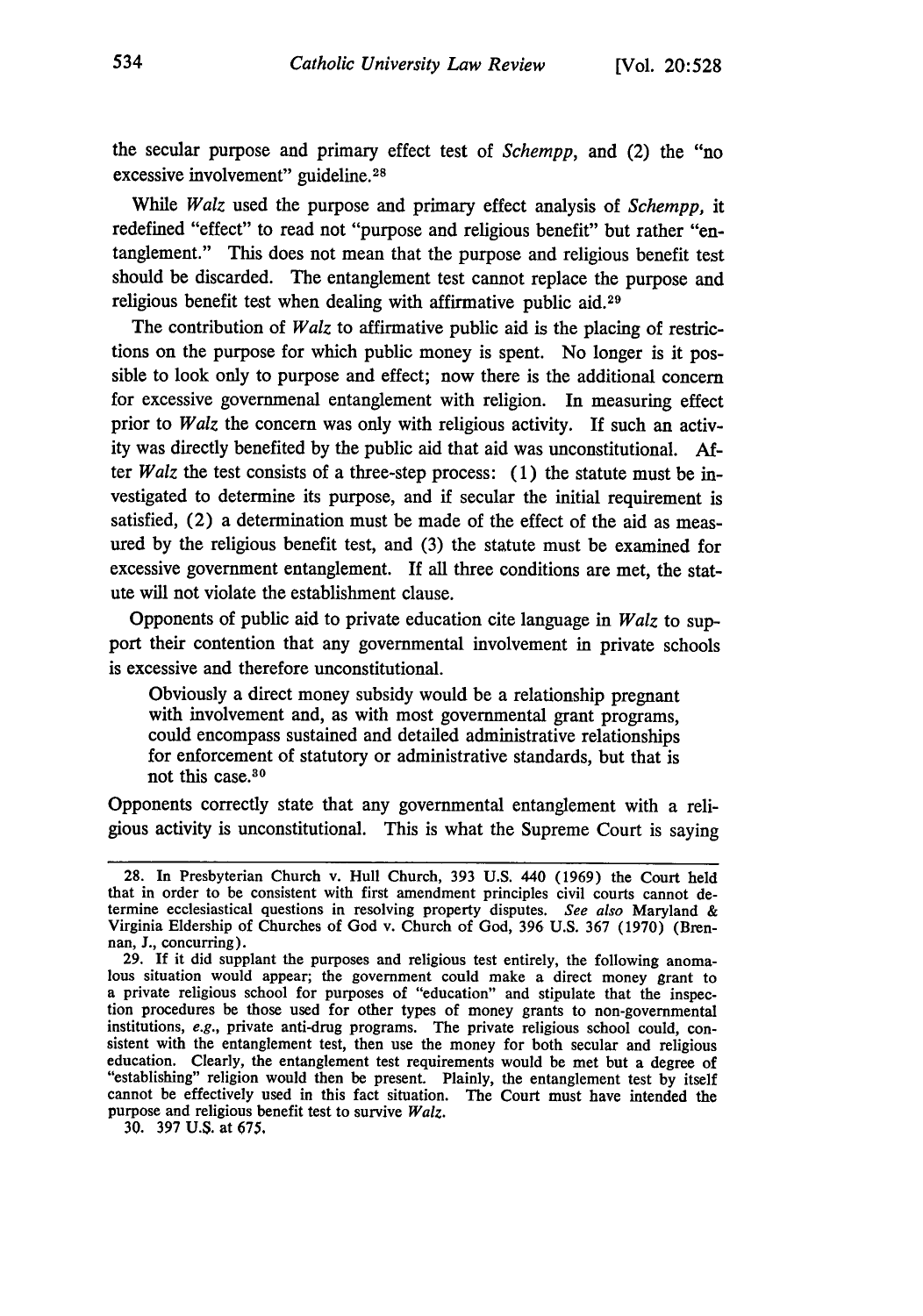the secular purpose and primary effect test of *Schempp*, and (2) the "no excessive involvement" guideline.[28]

While *Walz* used the purpose and primary effect analysis of *Schempp*, it redefined "effect" to read not "purpose and religious benefit" but rather "entanglement." This does not mean that the purpose and religious benefit test should be discarded. The entanglement test cannot replace the purpose and religious benefit test when dealing with affirmative public aid.[29]

The contribution of *Walz* to affirmative public aid is the placing of restrictions on the purpose for which public money is spent. No longer is it possible to look only to purpose and effect; now there is the additional concern for excessive governmenal entanglement with religion. In measuring effect prior to *Walz* the concern was only with religious activity. If such an activity was directly benefited by the public aid that aid was unconstitutional. After *Walz* the test consists of a three-step process: (1) the statute must be investigated to determine its purpose, and if secular the initial requirement is satisfied, (2) a determination must be made of the effect of the aid as measured by the religious benefit test, and (3) the statute must be examined for excessive government entanglement. If all three conditions are met, the statute will not violate the establishment clause.

Opponents of public aid to private education cite language in *Walz* to support their contention that any governmental involvement in private schools is excessive and therefore unconstitutional.

> Obviously a direct money subsidy would be a relationship pregnant with involvement and, as with most governmental grant programs, could encompass sustained and detailed administrative relationships for enforcement of statutory or administrative standards, but that is not this case.[30]

Opponents correctly state that any governmental entanglement with a religious activity is unconstitutional. This is what the Supreme Court is saying

---

28. In Presbyterian Church v. Hull Church, 393 U.S. 440 (1969) the Court held that in order to be consistent with first amendment principles civil courts cannot determine ecclesiastical questions in resolving property disputes. *See also* Maryland & Virginia Eldership of Churches of God v. Church of God, 396 U.S. 367 (1970) (Brennan, J., concurring).

29. If it did supplant the purposes and religious test entirely, the following anomalous situation would appear; the government could make a direct money grant to a private religious school for purposes of "education" and stipulate that the inspection procedures be those used for other types of money grants to non-governmental institutions, *e.g.*, private anti-drug programs. The private religious school could, consistent with the entanglement test, then use the money for both secular and religious education. Clearly, the entanglement test requirements would be met but a degree of "establishing" religion would then be present. Plainly, the entanglement test by itself cannot be effectively used in this fact situation. The Court must have intended the purpose and religious benefit test to survive *Walz*.

30. 397 U.S. at 675.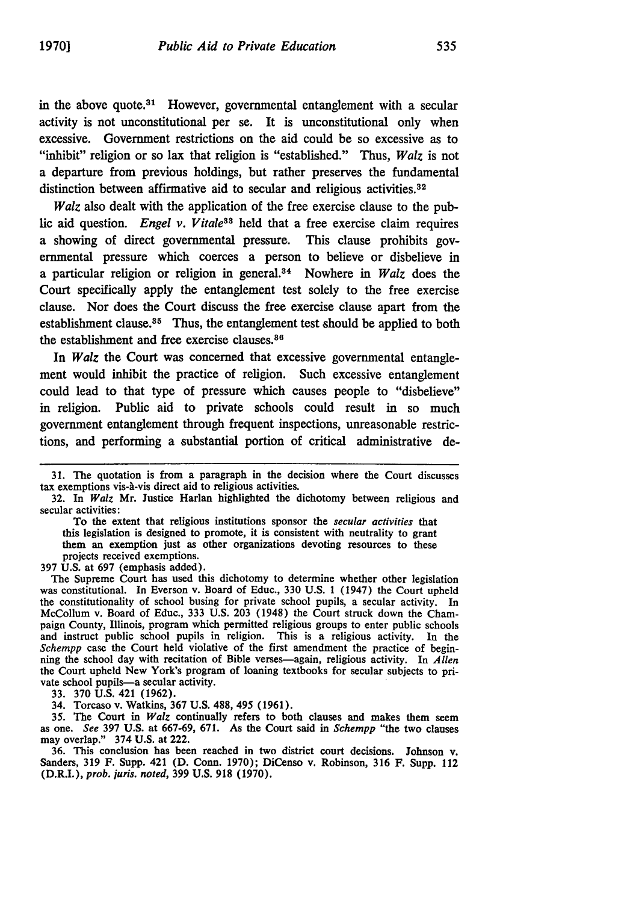in the above quote.[31] However, governmental entanglement with a secular activity is not unconstitutional per se. It is unconstitutional only when excessive. Government restrictions on the aid could be so excessive as to "inhibit" religion or so lax that religion is "established." Thus, *Walz* is not a departure from previous holdings, but rather preserves the fundamental distinction between affirmative aid to secular and religious activities.[32]

*Walz* also dealt with the application of the free exercise clause to the public aid question. *Engel v. Vitale*[33] held that a free exercise claim requires a showing of direct governmental pressure. This clause prohibits governmental pressure which coerces a person to believe or disbelieve in a particular religion or religion in general.[34] Nowhere in *Walz* does the Court specifically apply the entanglement test solely to the free exercise clause. Nor does the Court discuss the free exercise clause apart from the establishment clause.[35] Thus, the entanglement test should be applied to both the establishment and free exercise clauses.[36]

In *Walz* the Court was concerned that excessive governmental entanglement would inhibit the practice of religion. Such excessive entanglement could lead to that type of pressure which causes people to "disbelieve" in religion. Public aid to private schools could result in so much government entanglement through frequent inspections, unreasonable restrictions, and performing a substantial portion of critical administrative de-

---

31. The quotation is from a paragraph in the decision where the Court discusses tax exemptions vis-à-vis direct aid to religious activities.

32. In *Walz* Mr. Justice Harlan highlighted the dichotomy between religious and secular activities:

> To the extent that religious institutions sponsor the *secular activities* that this legislation is designed to promote, it is consistent with neutrality to grant them an exemption just as other organizations devoting resources to these projects received exemptions.

397 U.S. at 697 (emphasis added).

The Supreme Court has used this dichotomy to determine whether other legislation was constitutional. In Everson v. Board of Educ., 330 U.S. 1 (1947) the Court upheld the constitutionality of school busing for private school pupils, a secular activity. In McCollum v. Board of Educ., 333 U.S. 203 (1948) the Court struck down the Champaign County, Illinois, program which permitted religious groups to enter public schools and instruct public school pupils in religion. This is a religious activity. In the *Schempp* case the Court held violative of the first amendment the practice of beginning the school day with recitation of Bible verses—again, religious activity. In *Allen* the Court upheld New York's program of loaning textbooks for secular subjects to private school pupils—a secular activity.

33. 370 U.S. 421 (1962).

34. Torcaso v. Watkins, 367 U.S. 488, 495 (1961).

35. The Court in *Walz* continually refers to both clauses and makes them seem as one. *See* 397 U.S. at 667-69, 671. As the Court said in *Schempp* "the two clauses may overlap." 374 U.S. at 222.

36. This conclusion has been reached in two district court decisions. Johnson v. Sanders, 319 F. Supp. 421 (D. Conn. 1970); DiCenso v. Robinson, 316 F. Supp. 112 (D.R.I.), *prob. juris. noted*, 399 U.S. 918 (1970).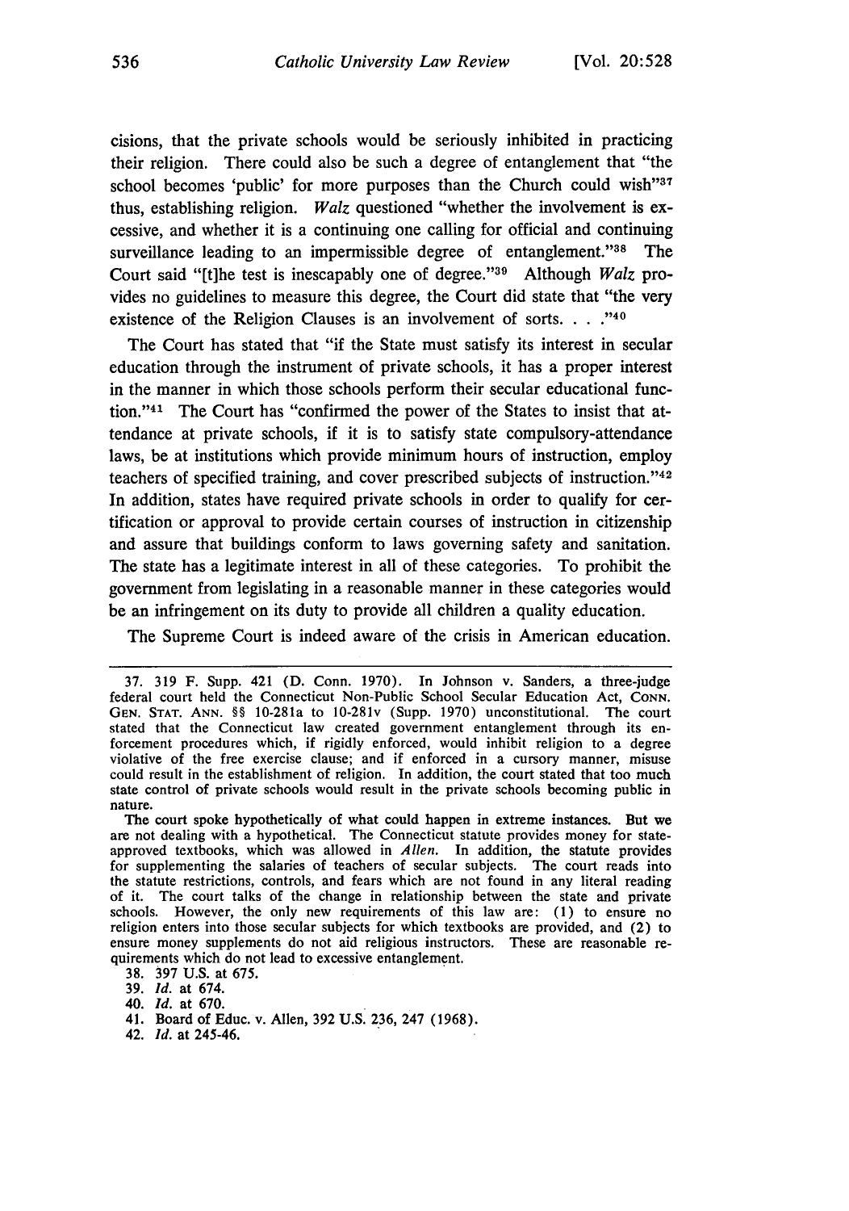cisions, that the private schools would be seriously inhibited in practicing their religion. There could also be such a degree of entanglement that "the school becomes 'public' for more purposes than the Church could wish"[37] thus, establishing religion. *Walz* questioned "whether the involvement is excessive, and whether it is a continuing one calling for official and continuing surveillance leading to an impermissible degree of entanglement."[38] The Court said "[t]he test is inescapably one of degree."[39] Although *Walz* provides no guidelines to measure this degree, the Court did state that "the very existence of the Religion Clauses is an involvement of sorts. . . ."[40]

The Court has stated that "if the State must satisfy its interest in secular education through the instrument of private schools, it has a proper interest in the manner in which those schools perform their secular educational function."[41] The Court has "confirmed the power of the States to insist that attendance at private schools, if it is to satisfy state compulsory-attendance laws, be at institutions which provide minimum hours of instruction, employ teachers of specified training, and cover prescribed subjects of instruction."[42] In addition, states have required private schools in order to qualify for certification or approval to provide certain courses of instruction in citizenship and assure that buildings conform to laws governing safety and sanitation. The state has a legitimate interest in all of these categories. To prohibit the government from legislating in a reasonable manner in these categories would be an infringement on its duty to provide all children a quality education.

The Supreme Court is indeed aware of the crisis in American education.

---

37. 319 F. Supp. 421 (D. Conn. 1970). In Johnson v. Sanders, a three-judge federal court held the Connecticut Non-Public School Secular Education Act, CONN. GEN. STAT. ANN. §§ 10-281a to 10-281v (Supp. 1970) unconstitutional. The court stated that the Connecticut law created government entanglement through its enforcement procedures which, if rigidly enforced, would inhibit religion to a degree violative of the free exercise clause; and if enforced in a cursory manner, misuse could result in the establishment of religion. In addition, the court stated that too much state control of private schools would result in the private schools becoming public in nature.

The court spoke hypothetically of what could happen in extreme instances. But we are not dealing with a hypothetical. The Connecticut statute provides money for state-approved textbooks, which was allowed in *Allen*. In addition, the statute provides for supplementing the salaries of teachers of secular subjects. The court reads into the statute restrictions, controls, and fears which are not found in any literal reading of it. The court talks of the change in relationship between the state and private schools. However, the only new requirements of this law are: (1) to ensure no religion enters into those secular subjects for which textbooks are provided, and (2) to ensure money supplements do not aid religious instructors. These are reasonable requirements which do not lead to excessive entanglement.

38. 397 U.S. at 675.

39. *Id.* at 674.

40. *Id.* at 670.

41. Board of Educ. v. Allen, 392 U.S. 236, 247 (1968).

42. *Id.* at 245-46.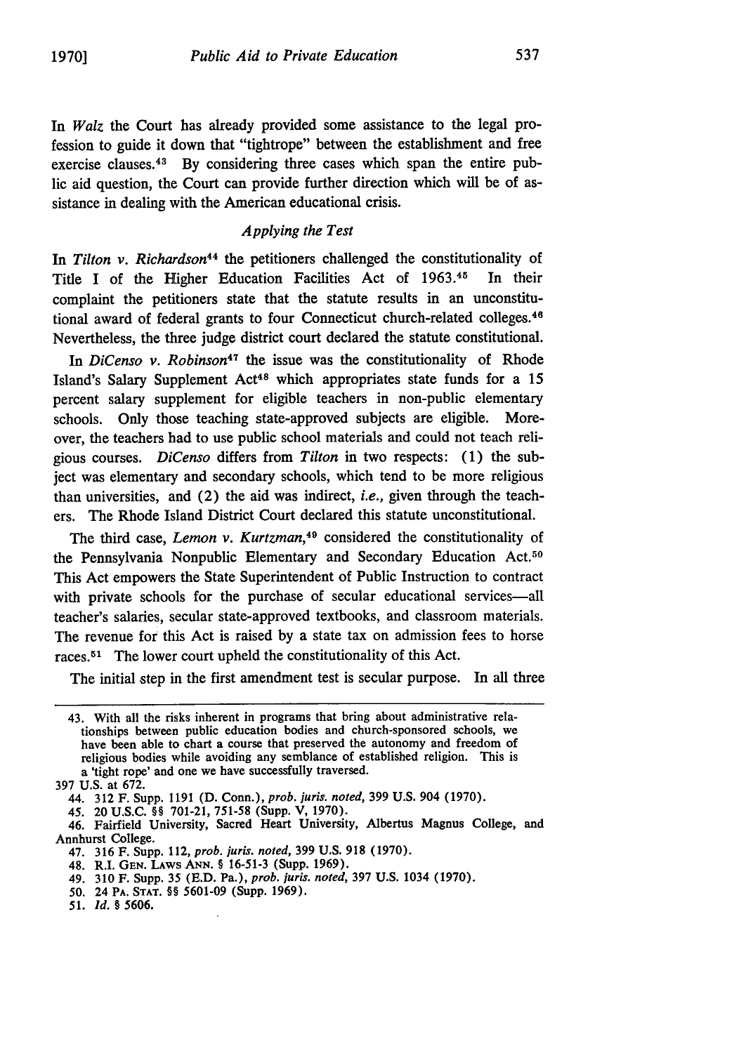In *Walz* the Court has already provided some assistance to the legal profession to guide it down that "tightrope" between the establishment and free exercise clauses.[43] By considering three cases which span the entire public aid question, the Court can provide further direction which will be of assistance in dealing with the American educational crisis.

### *Applying the Test*

In *Tilton v. Richardson*[44] the petitioners challenged the constitutionality of Title I of the Higher Education Facilities Act of 1963.[45] In their complaint the petitioners state that the statute results in an unconstitutional award of federal grants to four Connecticut church-related colleges.[46] Nevertheless, the three judge district court declared the statute constitutional.

In *DiCenso v. Robinson*[47] the issue was the constitutionality of Rhode Island's Salary Supplement Act[48] which appropriates state funds for a 15 percent salary supplement for eligible teachers in non-public elementary schools. Only those teaching state-approved subjects are eligible. Moreover, the teachers had to use public school materials and could not teach religious courses. *DiCenso* differs from *Tilton* in two respects: (1) the subject was elementary and secondary schools, which tend to be more religious than universities, and (2) the aid was indirect, *i.e.,* given through the teachers. The Rhode Island District Court declared this statute unconstitutional.

The third case, *Lemon v. Kurtzman*,[49] considered the constitutionality of the Pennsylvania Nonpublic Elementary and Secondary Education Act.[50] This Act empowers the State Superintendent of Public Instruction to contract with private schools for the purchase of secular educational services—all teacher's salaries, secular state-approved textbooks, and classroom materials. The revenue for this Act is raised by a state tax on admission fees to horse races.[51] The lower court upheld the constitutionality of this Act.

The initial step in the first amendment test is secular purpose. In all three

---

43. With all the risks inherent in programs that bring about administrative relationships between public education bodies and church-sponsored schools, we have been able to chart a course that preserved the autonomy and freedom of religious bodies while avoiding any semblance of established religion. This is a 'tight rope' and one we have successfully traversed.

397 U.S. at 672.

44. 312 F. Supp. 1191 (D. Conn.), *prob. juris. noted*, 399 U.S. 904 (1970).

45. 20 U.S.C. §§ 701-21, 751-58 (Supp. V, 1970).

46. Fairfield University, Sacred Heart University, Albertus Magnus College, and Annhurst College.

47. 316 F. Supp. 112, *prob. juris. noted*, 399 U.S. 918 (1970).

48. R.I. GEN. LAWS ANN. § 16-51-3 (Supp. 1969).

49. 310 F. Supp. 35 (E.D. Pa.), *prob. juris. noted*, 397 U.S. 1034 (1970).

50. 24 PA. STAT. §§ 5601-09 (Supp. 1969).

51. *Id.* § 5606.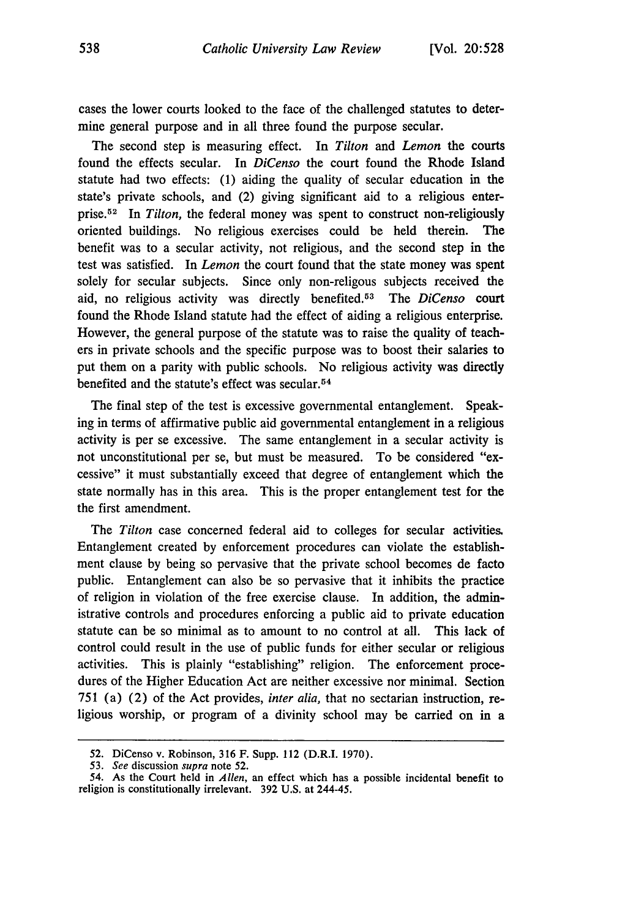cases the lower courts looked to the face of the challenged statutes to determine general purpose and in all three found the purpose secular.

The second step is measuring effect. In *Tilton* and *Lemon* the courts found the effects secular. In *DiCenso* the court found the Rhode Island statute had two effects: (1) aiding the quality of secular education in the state's private schools, and (2) giving significant aid to a religious enterprise.[52] In *Tilton*, the federal money was spent to construct non-religiously oriented buildings. No religious exercises could be held therein. The benefit was to a secular activity, not religious, and the second step in the test was satisfied. In *Lemon* the court found that the state money was spent solely for secular subjects. Since only non-religous subjects received the aid, no religious activity was directly benefited.[53] The *DiCenso* court found the Rhode Island statute had the effect of aiding a religious enterprise. However, the general purpose of the statute was to raise the quality of teachers in private schools and the specific purpose was to boost their salaries to put them on a parity with public schools. No religious activity was directly benefited and the statute's effect was secular.[54]

The final step of the test is excessive governmental entanglement. Speaking in terms of affirmative public aid governmental entanglement in a religious activity is per se excessive. The same entanglement in a secular activity is not unconstitutional per se, but must be measured. To be considered "excessive" it must substantially exceed that degree of entanglement which the state normally has in this area. This is the proper entanglement test for the the first amendment.

The *Tilton* case concerned federal aid to colleges for secular activities. Entanglement created by enforcement procedures can violate the establishment clause by being so pervasive that the private school becomes de facto public. Entanglement can also be so pervasive that it inhibits the practice of religion in violation of the free exercise clause. In addition, the administrative controls and procedures enforcing a public aid to private education statute can be so minimal as to amount to no control at all. This lack of control could result in the use of public funds for either secular or religious activities. This is plainly "establishing" religion. The enforcement procedures of the Higher Education Act are neither excessive nor minimal. Section 751 (a) (2) of the Act provides, *inter alia*, that no sectarian instruction, religious worship, or program of a divinity school may be carried on in a

---

52. DiCenso v. Robinson, 316 F. Supp. 112 (D.R.I. 1970).

53. *See* discussion *supra* note 52.

54. As the Court held in *Allen*, an effect which has a possible incidental benefit to religion is constitutionally irrelevant. 392 U.S. at 244-45.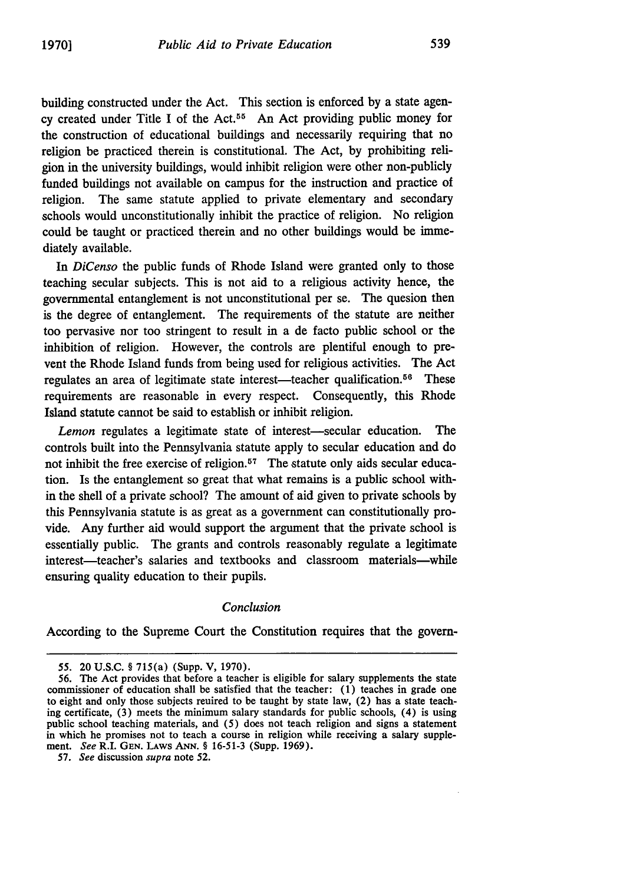building constructed under the Act. This section is enforced by a state agency created under Title I of the Act.[55] An Act providing public money for the construction of educational buildings and necessarily requiring that no religion be practiced therein is constitutional. The Act, by prohibiting religion in the university buildings, would inhibit religion were other non-publicly funded buildings not available on campus for the instruction and practice of religion. The same statute applied to private elementary and secondary schools would unconstitutionally inhibit the practice of religion. No religion could be taught or practiced therein and no other buildings would be immediately available.

In *DiCenso* the public funds of Rhode Island were granted only to those teaching secular subjects. This is not aid to a religious activity hence, the governmental entanglement is not unconstitutional per se. The quesion then is the degree of entanglement. The requirements of the statute are neither too pervasive nor too stringent to result in a de facto public school or the inhibition of religion. However, the controls are plentiful enough to prevent the Rhode Island funds from being used for religious activities. The Act regulates an area of legitimate state interest—teacher qualification.[56] These requirements are reasonable in every respect. Consequently, this Rhode Island statute cannot be said to establish or inhibit religion.

*Lemon* regulates a legitimate state of interest—secular education. The controls built into the Pennsylvania statute apply to secular education and do not inhibit the free exercise of religion.[57] The statute only aids secular education. Is the entanglement so great that what remains is a public school within the shell of a private school? The amount of aid given to private schools by this Pennsylvania statute is as great as a government can constitutionally provide. Any further aid would support the argument that the private school is essentially public. The grants and controls reasonably regulate a legitimate interest—teacher's salaries and textbooks and classroom materials—while ensuring quality education to their pupils.

### *Conclusion*

According to the Supreme Court the Constitution requires that the govern-

---

55. 20 U.S.C. § 715(a) (Supp. V, 1970).

56. The Act provides that before a teacher is eligible for salary supplements the state commissioner of education shall be satisfied that the teacher: (1) teaches in grade one to eight and only those subjects reuired to be taught by state law, (2) has a state teaching certificate, (3) meets the minimum salary standards for public schools, (4) is using public school teaching materials, and (5) does not teach religion and signs a statement in which he promises not to teach a course in religion while receiving a salary supplement. *See* R.I. GEN. LAWS ANN. § 16-51-3 (Supp. 1969).

57. *See* discussion *supra* note 52.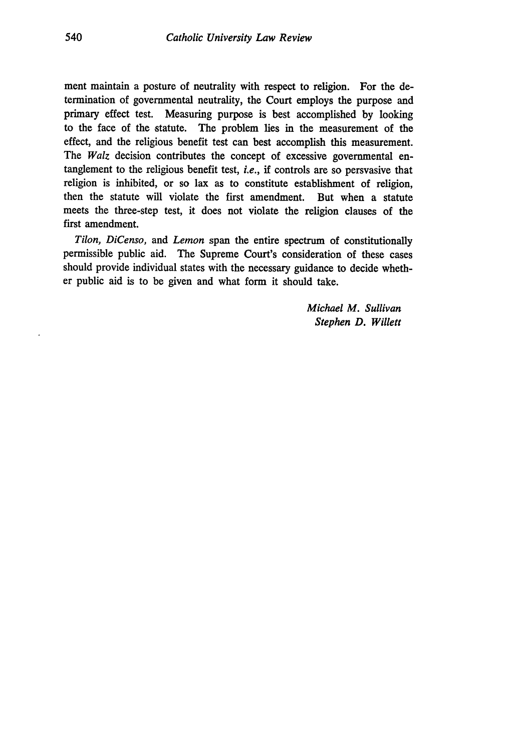ment maintain a posture of neutrality with respect to religion. For the determination of governmental neutrality, the Court employs the purpose and primary effect test. Measuring purpose is best accomplished by looking to the face of the statute. The problem lies in the measurement of the effect, and the religious benefit test can best accomplish this measurement. The *Walz* decision contributes the concept of excessive governmental entanglement to the religious benefit test, *i.e.*, if controls are so persvasive that religion is inhibited, or so lax as to constitute establishment of religion, then the statute will violate the first amendment. But when a statute meets the three-step test, it does not violate the religion clauses of the first amendment.

*Tilon, DiCenso,* and *Lemon* span the entire spectrum of constitutionally permissible public aid. The Supreme Court's consideration of these cases should provide individual states with the necessary guidance to decide whether public aid is to be given and what form it should take.

*Michael M. Sullivan*
*Stephen D. Willett*